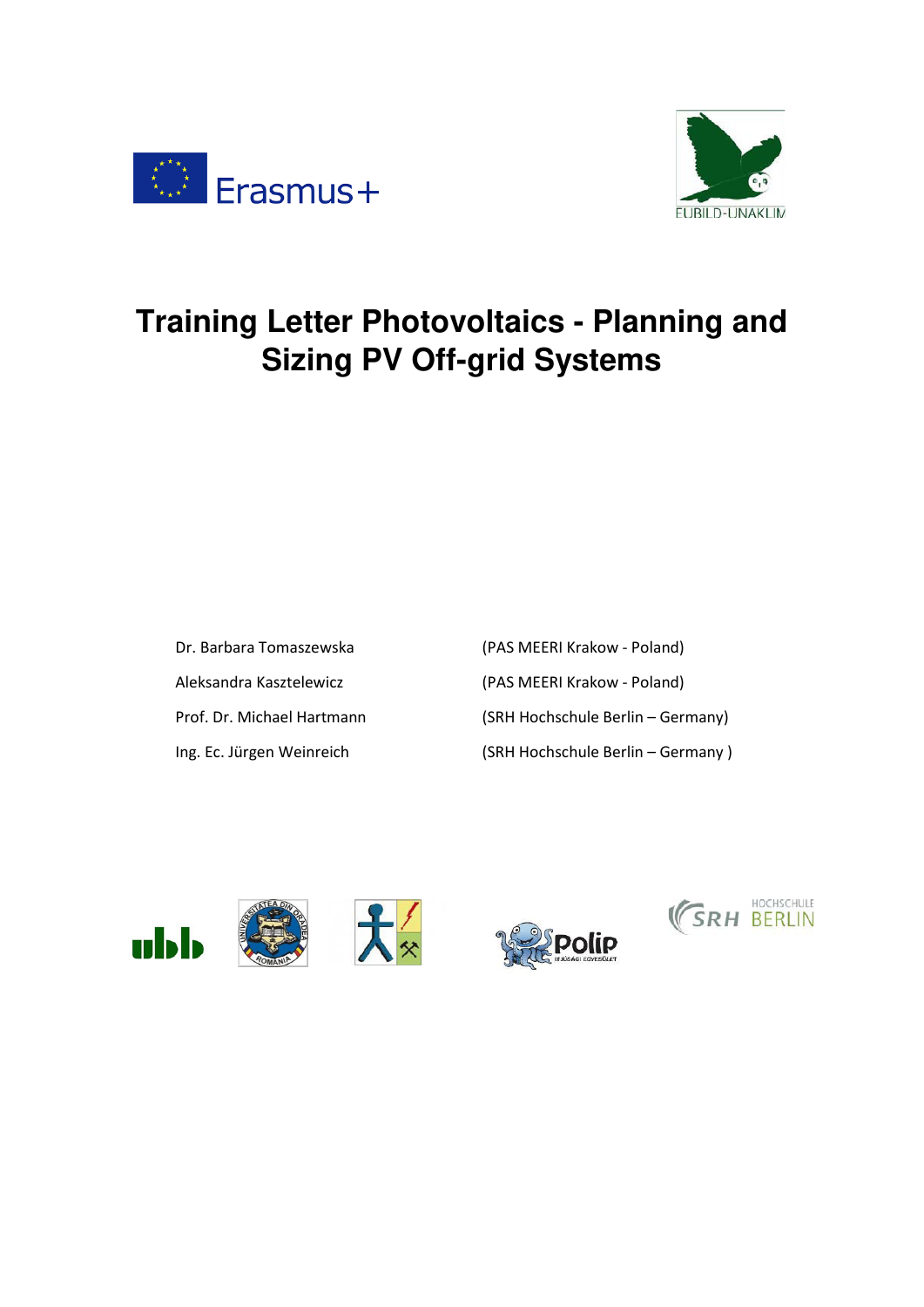# Training Letter Photovoltaics - Planning and Sizing PV Off-grid Systems

| | |
|---|---|
| Dr. Barbara Tomaszewska | (PAS MEERI Krakow - Poland) |
| Aleksandra Kasztelewicz | (PAS MEERI Krakow - Poland) |
| Prof. Dr. Michael Hartmann | (SRH Hochschule Berlin – Germany) |
| Ing. Ec. Jürgen Weinreich | (SRH Hochschule Berlin – Germany ) |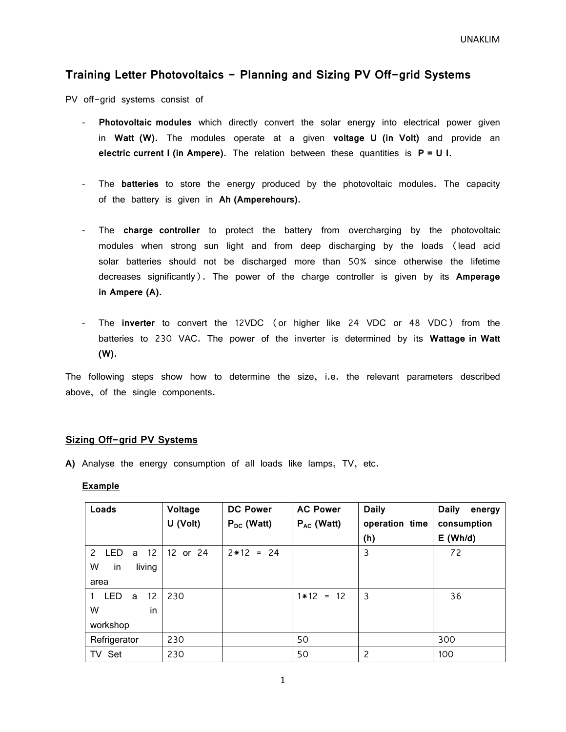# Training Letter Photovoltaics – Planning and Sizing PV Off-grid Systems

PV off-grid systems consist of

- **Photovoltaic modules** which directly convert the solar energy into electrical power given in **Watt (W).** The modules operate at a given **voltage U (in Volt)** and provide an **electric current I (in Ampere).** The relation between these quantities is **P = U I.**

- The **batteries** to store the energy produced by the photovoltaic modules. The capacity of the battery is given in **Ah (Amperehours).**

- The **charge controller** to protect the battery from overcharging by the photovoltaic modules when strong sun light and from deep discharging by the loads (lead acid solar batteries should not be discharged more than 50% since otherwise the lifetime decreases significantly). The power of the charge controller is given by its **Amperage in Ampere (A).**

- The **inverter** to convert the 12VDC (or higher like 24 VDC or 48 VDC) from the batteries to 230 VAC. The power of the inverter is determined by its **Wattage in Watt (W).**

The following steps show how to determine the size, i.e. the relevant parameters described above, of the single components.

## Sizing Off-grid PV Systems

**A)** Analyse the energy consumption of all loads like lamps, TV, etc.

**Example**

| Loads | Voltage U (Volt) | DC Power $P_{DC}$ (Watt) | AC Power $P_{AC}$ (Watt) | Daily operation time (h) | Daily energy consumption E (Wh/d) |
|---|---|---|---|---|---|
| 2 LED a 12 W in living area | 12 or 24 | 2*12 = 24 | | 3 | 72 |
| 1 LED a 12 W in workshop | 230 | | 1*12 = 12 | 3 | 36 |
| Refrigerator | 230 | | 50 | | 300 |
| TV Set | 230 | | 50 | 2 | 100 |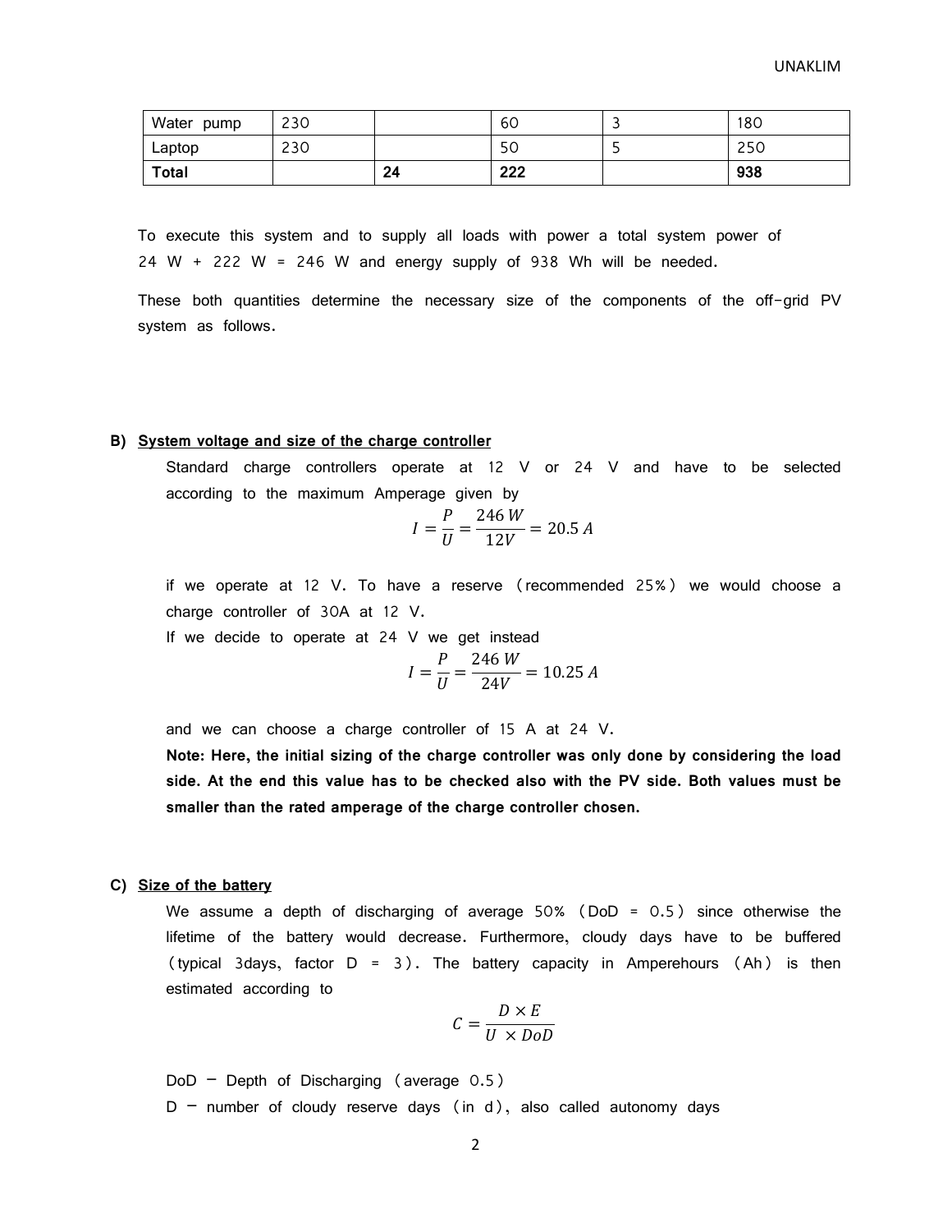| Water pump | 230 | | 60 | 3 | 180 |
|---|---|---|---|---|---|
| Laptop | 230 | | 50 | 5 | 250 |
| **Total** | | **24** | **222** | | **938** |

To execute this system and to supply all loads with power a total system power of 24 W + 222 W = 246 W and energy supply of 938 Wh will be needed.

These both quantities determine the necessary size of the components of the off-grid PV system as follows.

**B) System voltage and size of the charge controller**

Standard charge controllers operate at 12 V or 24 V and have to be selected according to the maximum Amperage given by

$$I = \frac{P}{U} = \frac{246\,W}{12V} = 20.5\,A$$

if we operate at 12 V. To have a reserve (recommended 25%) we would choose a charge controller of 30A at 12 V.

If we decide to operate at 24 V we get instead

$$I = \frac{P}{U} = \frac{246\,W}{24V} = 10.25\,A$$

and we can choose a charge controller of 15 A at 24 V.

**Note: Here, the initial sizing of the charge controller was only done by considering the load side. At the end this value has to be checked also with the PV side. Both values must be smaller than the rated amperage of the charge controller chosen.**

**C) Size of the battery**

We assume a depth of discharging of average 50% (DoD = 0.5) since otherwise the lifetime of the battery would decrease. Furthermore, cloudy days have to be buffered (typical 3days, factor D = 3). The battery capacity in Amperehours (Ah) is then estimated according to

$$C = \frac{D \times E}{U \times DoD}$$

DoD – Depth of Discharging (average 0.5)

D – number of cloudy reserve days (in d), also called autonomy days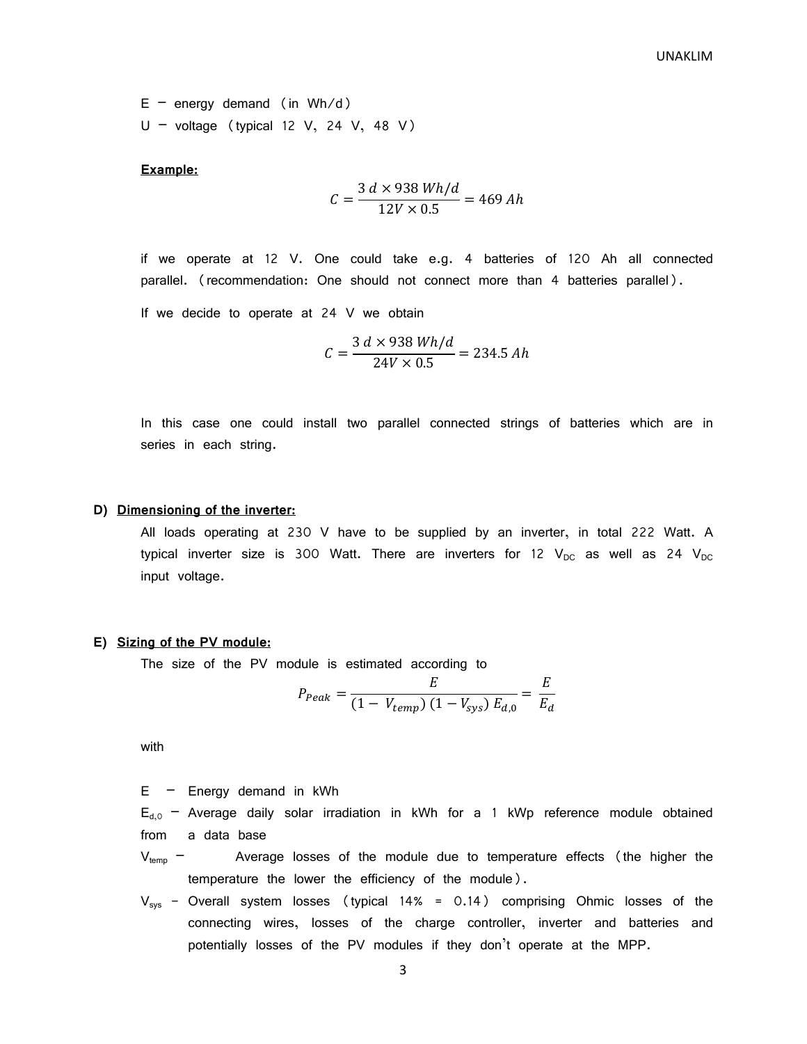E – energy demand (in Wh/d)

U – voltage (typical 12 V, 24 V, 48 V)

**Example:**

$$C = \frac{3\,d \times 938\,Wh/d}{12V \times 0.5} = 469\,Ah$$

if we operate at 12 V. One could take e.g. 4 batteries of 120 Ah all connected parallel. (recommendation: One should not connect more than 4 batteries parallel).

If we decide to operate at 24 V we obtain

$$C = \frac{3\,d \times 938\,Wh/d}{24V \times 0.5} = 234.5\,Ah$$

In this case one could install two parallel connected strings of batteries which are in series in each string.

**D) Dimensioning of the inverter:**

All loads operating at 230 V have to be supplied by an inverter, in total 222 Watt. A typical inverter size is 300 Watt. There are inverters for 12 $V_{DC}$ as well as 24 $V_{DC}$ input voltage.

**E) Sizing of the PV module:**

The size of the PV module is estimated according to

$$P_{Peak} = \frac{E}{(1 - V_{temp})\,(1 - V_{sys})\,E_{d,0}} = \frac{E}{E_d}$$

with

- E – Energy demand in kWh
- $E_{d,0}$ – Average daily solar irradiation in kWh for a 1 kWp reference module obtained from a data base
- $V_{temp}$ – Average losses of the module due to temperature effects (the higher the temperature the lower the efficiency of the module).
- $V_{sys}$ - Overall system losses (typical 14% = 0.14) comprising Ohmic losses of the connecting wires, losses of the charge controller, inverter and batteries and potentially losses of the PV modules if they don't operate at the MPP.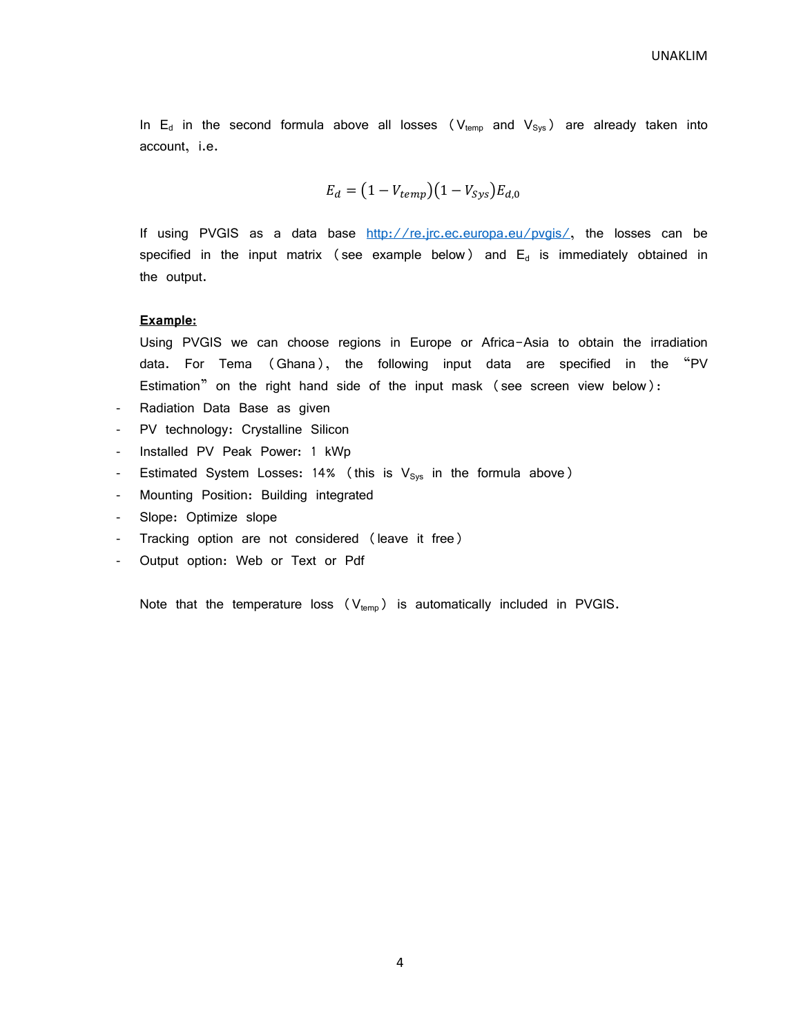In $E_d$ in the second formula above all losses ($V_{temp}$ and $V_{Sys}$) are already taken into account, i.e.

$$E_d = (1 - V_{temp})(1 - V_{Sys})E_{d,0}$$

If using PVGIS as a data base http://re.jrc.ec.europa.eu/pvgis/, the losses can be specified in the input matrix (see example below) and $E_d$ is immediately obtained in the output.

**Example:**

Using PVGIS we can choose regions in Europe or Africa-Asia to obtain the irradiation data. For Tema (Ghana), the following input data are specified in the "PV Estimation" on the right hand side of the input mask (see screen view below):

- Radiation Data Base as given
- PV technology: Crystalline Silicon
- Installed PV Peak Power: 1 kWp
- Estimated System Losses: 14% (this is $V_{Sys}$ in the formula above)
- Mounting Position: Building integrated
- Slope: Optimize slope
- Tracking option are not considered (leave it free)
- Output option: Web or Text or Pdf

Note that the temperature loss ($V_{temp}$) is automatically included in PVGIS.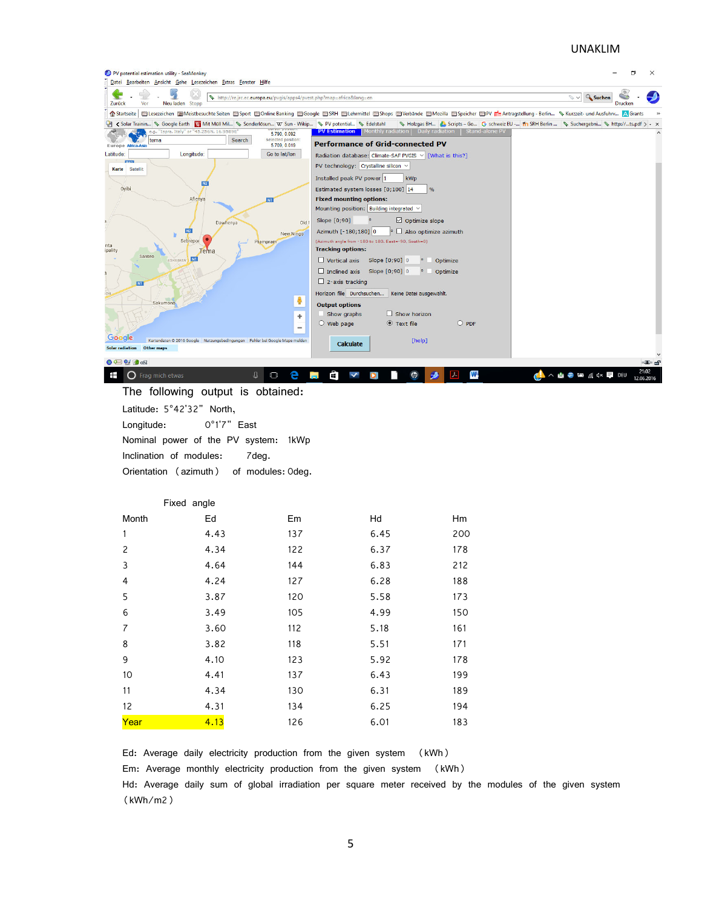The following output is obtained:

Latitude: 5°42'32" North,

Longitude: 0°1'7" East

Nominal power of the PV system: 1kWp

Inclination of modules: 7deg.

Orientation (azimuth) of modules: 0deg.

| | Fixed angle | | | |
|---|---|---|---|---|
| Month | Ed | Em | Hd | Hm |
| 1 | 4.43 | 137 | 6.45 | 200 |
| 2 | 4.34 | 122 | 6.37 | 178 |
| 3 | 4.64 | 144 | 6.83 | 212 |
| 4 | 4.24 | 127 | 6.28 | 188 |
| 5 | 3.87 | 120 | 5.58 | 173 |
| 6 | 3.49 | 105 | 4.99 | 150 |
| 7 | 3.60 | 112 | 5.18 | 161 |
| 8 | 3.82 | 118 | 5.51 | 171 |
| 9 | 4.10 | 123 | 5.92 | 178 |
| 10 | 4.41 | 137 | 6.43 | 199 |
| 11 | 4.34 | 130 | 6.31 | 189 |
| 12 | 4.31 | 134 | 6.25 | 194 |
| Year | 4.13 | 126 | 6.01 | 183 |

Ed: Average daily electricity production from the given system (kWh)

Em: Average monthly electricity production from the given system (kWh)

Hd: Average daily sum of global irradiation per square meter received by the modules of the given system (kWh/m2)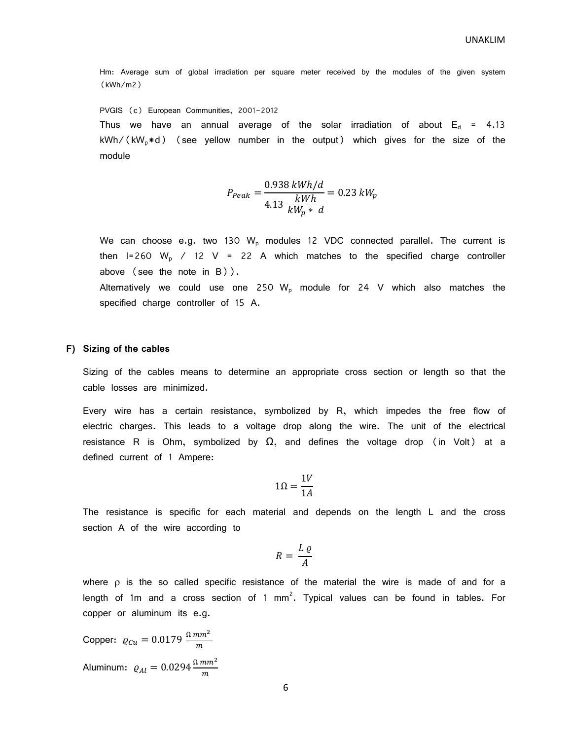Hm: Average sum of global irradiation per square meter received by the modules of the given system (kWh/m2)

PVGIS (c) European Communities, 2001-2012

Thus we have an annual average of the solar irradiation of about $E_d$ = 4.13 kWh/($kW_p$*d) (see yellow number in the output) which gives for the size of the module

$$P_{Peak} = \frac{0.938\ kWh/d}{4.13\ \frac{kWh}{kW_p *\ d}} = 0.23\ kW_p$$

We can choose e.g. two 130 $W_p$ modules 12 VDC connected parallel. The current is then I=260 $W_p$ / 12 V = 22 A which matches to the specified charge controller above (see the note in B)).

Alternatively we could use one 250 $W_p$ module for 24 V which also matches the specified charge controller of 15 A.

## F) Sizing of the cables

Sizing of the cables means to determine an appropriate cross section or length so that the cable losses are minimized.

Every wire has a certain resistance, symbolized by R, which impedes the free flow of electric charges. This leads to a voltage drop along the wire. The unit of the electrical resistance R is Ohm, symbolized by Ω, and defines the voltage drop (in Volt) at a defined current of 1 Ampere:

$$1\Omega = \frac{1V}{1A}$$

The resistance is specific for each material and depends on the length L and the cross section A of the wire according to

$$R = \frac{L\,\varrho}{A}$$

where ρ is the so called specific resistance of the material the wire is made of and for a length of 1m and a cross section of 1 $mm^2$. Typical values can be found in tables. For copper or aluminum its e.g.

Copper: $\varrho_{Cu} = 0.0179\ \frac{\Omega\ mm^2}{m}$

Aluminum: $\varrho_{Al} = 0.0294\,\frac{\Omega\ mm^2}{m}$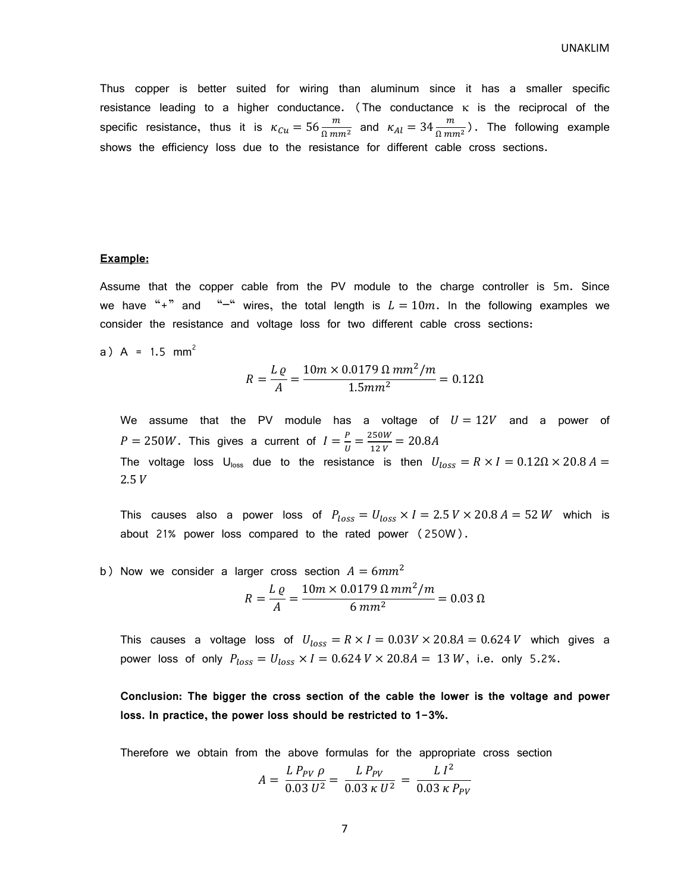Thus copper is better suited for wiring than aluminum since it has a smaller specific resistance leading to a higher conductance. (The conductance κ is the reciprocal of the specific resistance, thus it is $\kappa_{Cu} = 56 \frac{m}{\Omega\, mm^2}$ and $\kappa_{Al} = 34 \frac{m}{\Omega\, mm^2}$). The following example shows the efficiency loss due to the resistance for different cable cross sections.

**Example:**

Assume that the copper cable from the PV module to the charge controller is 5m. Since we have "+" and "–" wires, the total length is $L = 10m$. In the following examples we consider the resistance and voltage loss for two different cable cross sections:

a) A = 1.5 mm$^2$

$$R = \frac{L\, \varrho}{A} = \frac{10m \times 0.0179\, \Omega\, mm^2/m}{1.5mm^2} = 0.12\Omega$$

We assume that the PV module has a voltage of $U = 12V$ and a power of $P = 250W$. This gives a current of $I = \frac{P}{U} = \frac{250W}{12\,V} = 20.8A$

The voltage loss $U_{loss}$ due to the resistance is then $U_{loss} = R \times I = 0.12\Omega \times 20.8\,A = 2.5\,V$

This causes also a power loss of $P_{loss} = U_{loss} \times I = 2.5\,V \times 20.8\,A = 52\,W$ which is about 21% power loss compared to the rated power (250W).

b) Now we consider a larger cross section $A = 6mm^2$

$$R = \frac{L\, \varrho}{A} = \frac{10m \times 0.0179\, \Omega\, mm^2/m}{6\, mm^2} = 0.03\, \Omega$$

This causes a voltage loss of $U_{loss} = R \times I = 0.03V \times 20.8A = 0.624\,V$ which gives a power loss of only $P_{loss} = U_{loss} \times I = 0.624\,V \times 20.8A = 13\,W$, i.e. only 5.2%.

**Conclusion: The bigger the cross section of the cable the lower is the voltage and power loss. In practice, the power loss should be restricted to 1-3%.**

Therefore we obtain from the above formulas for the appropriate cross section

$$A = \frac{L\, P_{PV}\, \rho}{0.03\, U^2} = \frac{L\, P_{PV}}{0.03\, \kappa\, U^2} = \frac{L\, I^2}{0.03\, \kappa\, P_{PV}}$$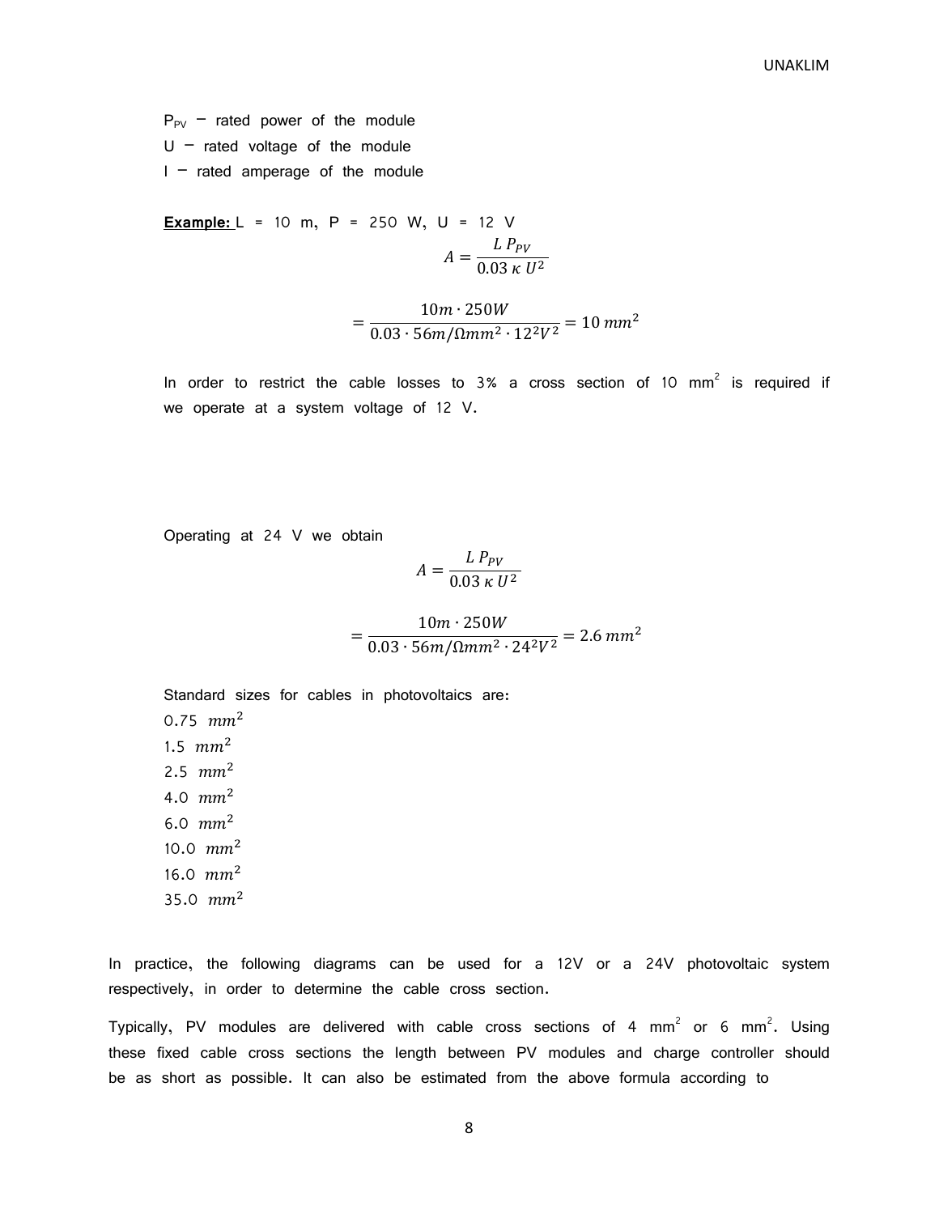$P_{PV}$ – rated power of the module
U – rated voltage of the module
I – rated amperage of the module

**Example:** L = 10 m, P = 250 W, U = 12 V

$$A = \frac{L\,P_{PV}}{0.03\,\kappa\,U^2}$$

$$= \frac{10m \cdot 250W}{0.03 \cdot 56m/\Omega mm^2 \cdot 12^2 V^2} = 10\,mm^2$$

In order to restrict the cable losses to 3% a cross section of 10 $mm^2$ is required if we operate at a system voltage of 12 V.

Operating at 24 V we obtain

$$A = \frac{L\,P_{PV}}{0.03\,\kappa\,U^2}$$

$$= \frac{10m \cdot 250W}{0.03 \cdot 56m/\Omega mm^2 \cdot 24^2 V^2} = 2.6\,mm^2$$

Standard sizes for cables in photovoltaics are:
0.75 $mm^2$
1.5 $mm^2$
2.5 $mm^2$
4.0 $mm^2$
6.0 $mm^2$
10.0 $mm^2$
16.0 $mm^2$
35.0 $mm^2$

In practice, the following diagrams can be used for a 12V or a 24V photovoltaic system respectively, in order to determine the cable cross section.

Typically, PV modules are delivered with cable cross sections of 4 $mm^2$ or 6 $mm^2$. Using these fixed cable cross sections the length between PV modules and charge controller should be as short as possible. It can also be estimated from the above formula according to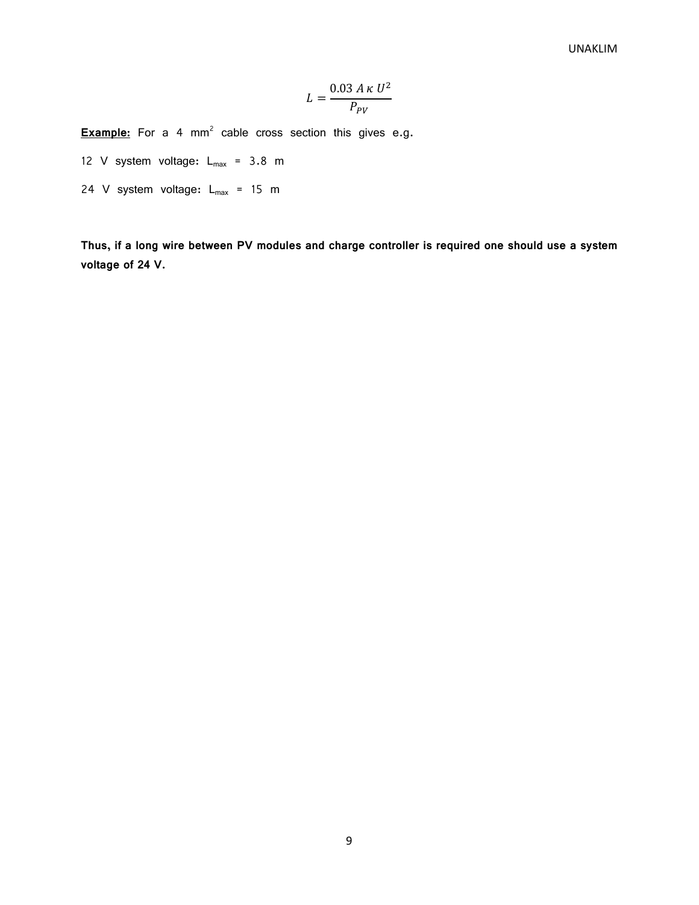$$L = \frac{0.03\ A\ \kappa\ U^2}{P_{PV}}$$

**Example:** For a 4 $mm^2$ cable cross section this gives e.g.

12 V system voltage: $L_{max}$ = 3.8 m

24 V system voltage: $L_{max}$ = 15 m

**Thus, if a long wire between PV modules and charge controller is required one should use a system voltage of 24 V.**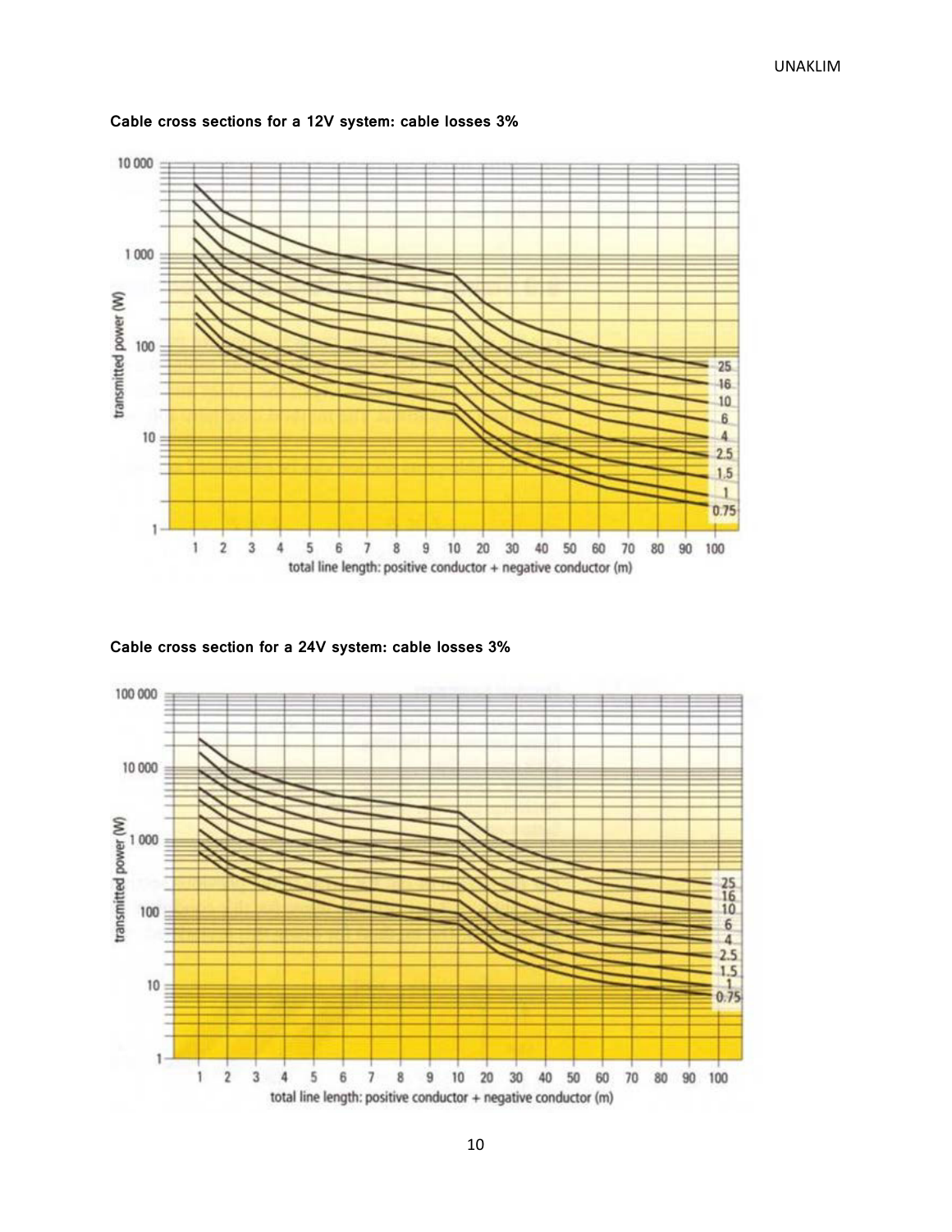**Cable cross sections for a 12V system: cable losses 3%**

**Cable cross section for a 24V system: cable losses 3%**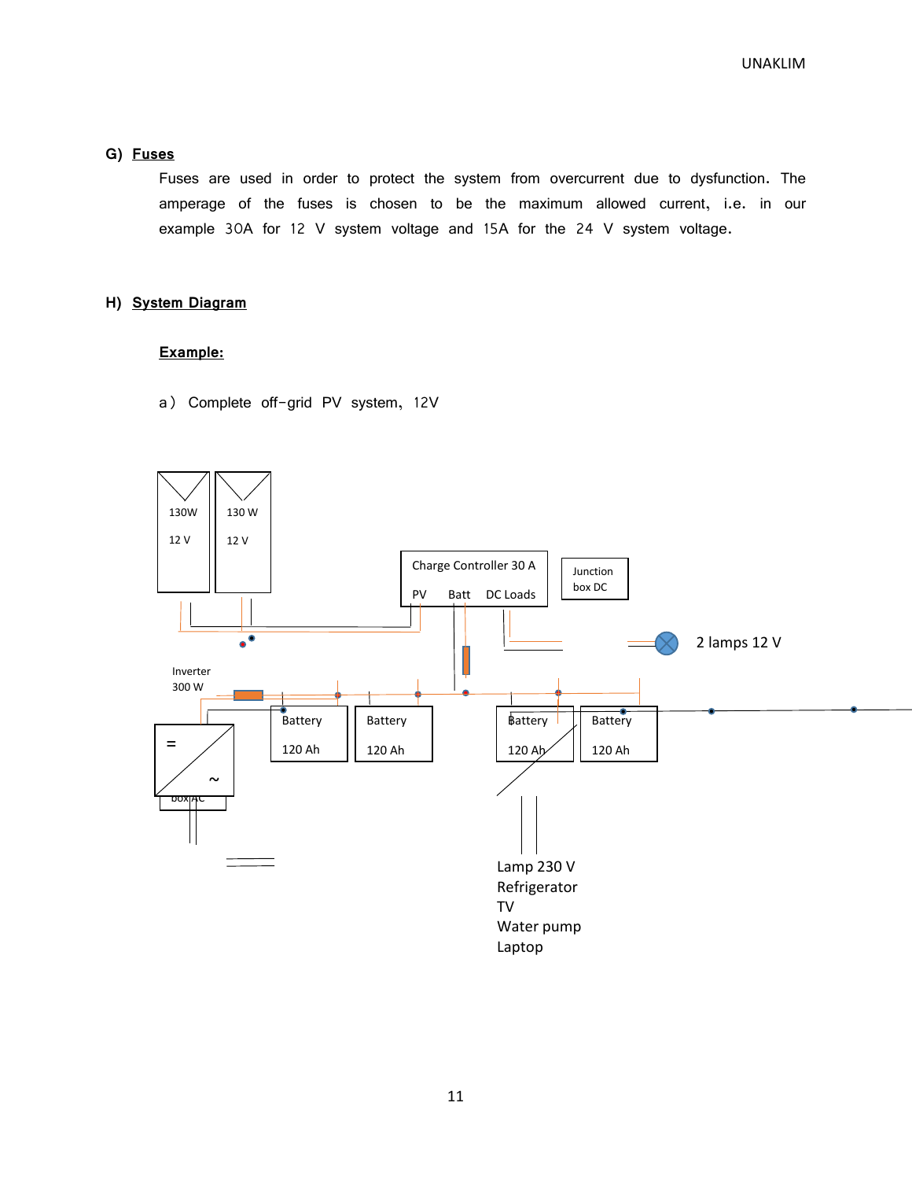## G) Fuses

Fuses are used in order to protect the system from overcurrent due to dysfunction. The amperage of the fuses is chosen to be the maximum allowed current, i.e. in our example 30A for 12 V system voltage and 15A for the 24 V system voltage.

## H) System Diagram

**Example:**

a) Complete off-grid PV system, 12V

130W
12 V

130 W
12 V

Charge Controller 30 A
PV Batt DC Loads

Junction box DC

2 lamps 12 V

Inverter
300 W

Battery
120 Ah

Battery
120 Ah

Battery
120 Ah

Battery
120 Ah

=
~

box AC

Lamp 230 V
Refrigerator
TV
Water pump
Laptop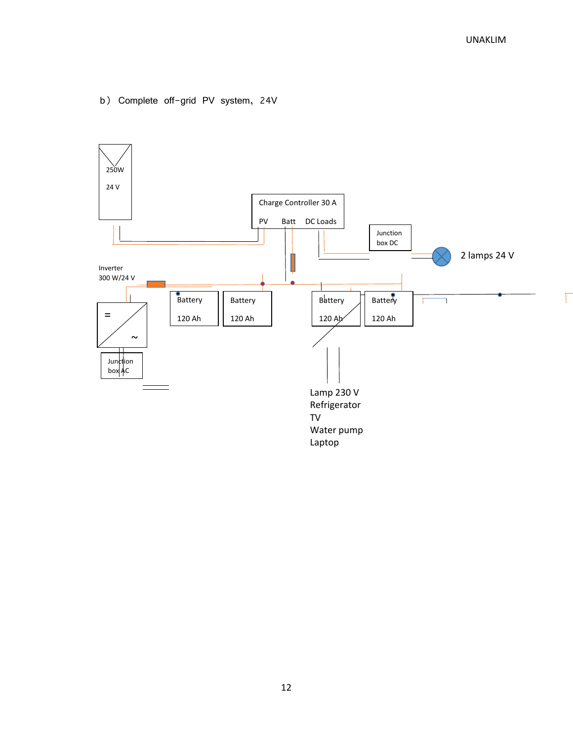b） Complete off-grid PV system, 24V

250W

24 V

Charge Controller 30 A

PV Batt DC Loads

Junction box DC

2 lamps 24 V

Inverter 300 W/24 V

Battery 120 Ah

Battery 120 Ah

Battery 120 Ah

Battery 120 Ah

=

~

Junction box AC

Lamp 230 V
Refrigerator
TV
Water pump
Laptop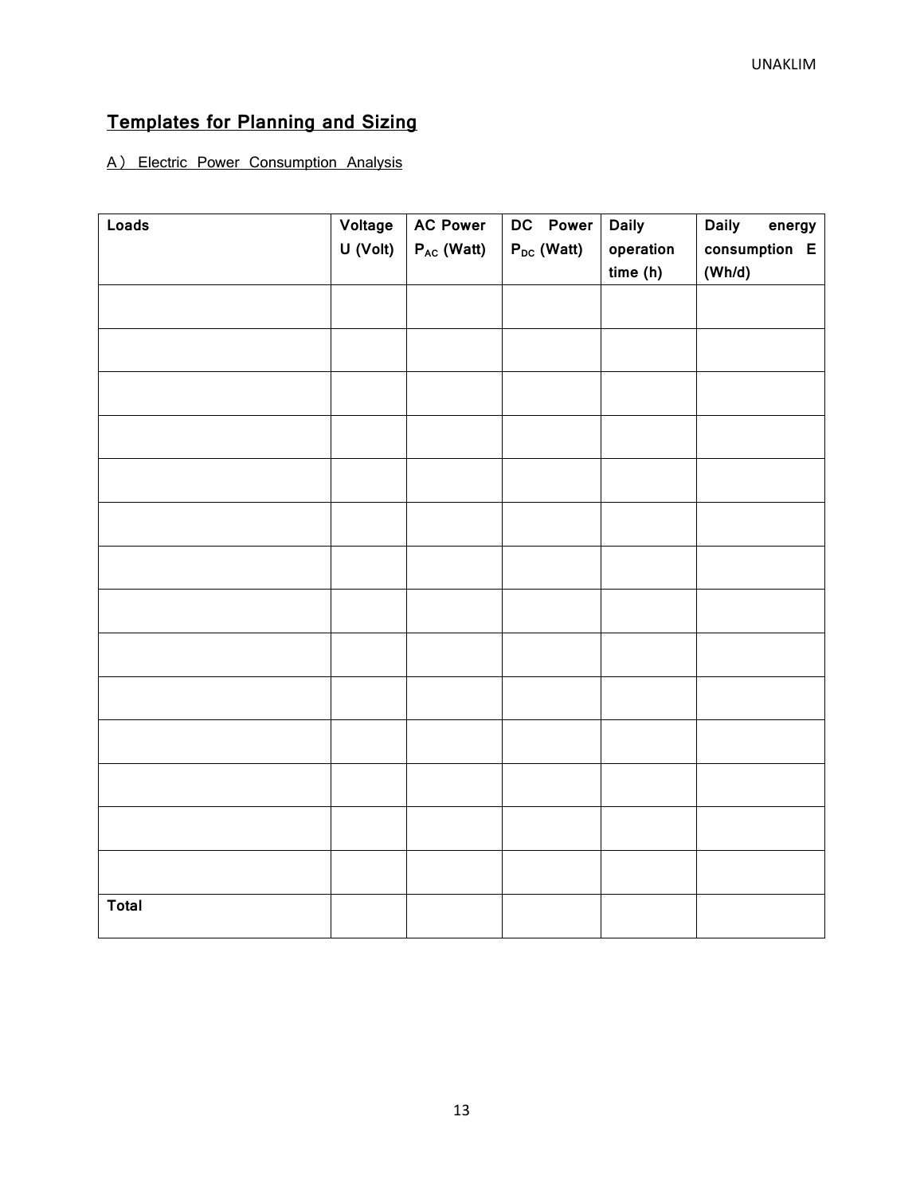## Templates for Planning and Sizing

A） Electric Power Consumption Analysis

| Loads | Voltage U (Volt) | AC Power $P_{AC}$ (Watt) | DC Power $P_{DC}$ (Watt) | Daily operation time (h) | Daily energy consumption E (Wh/d) |
|---|---|---|---|---|---|
| | | | | | |
| | | | | | |
| | | | | | |
| | | | | | |
| | | | | | |
| | | | | | |
| | | | | | |
| | | | | | |
| | | | | | |
| | | | | | |
| | | | | | |
| | | | | | |
| | | | | | |
| | | | | | |
| **Total** | | | | | |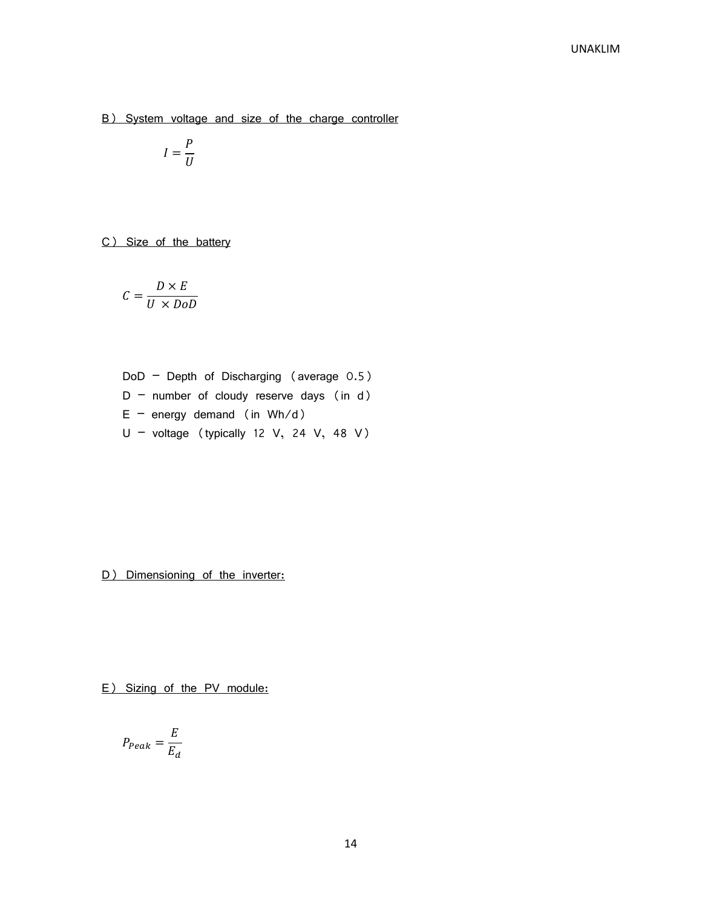B） System voltage and size of the charge controller

$$I = \frac{P}{U}$$

C） Size of the battery

$$C = \frac{D \times E}{U \times DoD}$$

DoD – Depth of Discharging （average 0.5）

D – number of cloudy reserve days （in d）

E – energy demand （in Wh/d）

U – voltage （typically 12 V，24 V，48 V）

D） Dimensioning of the inverter：

E） Sizing of the PV module：

$$P_{Peak} = \frac{E}{E_d}$$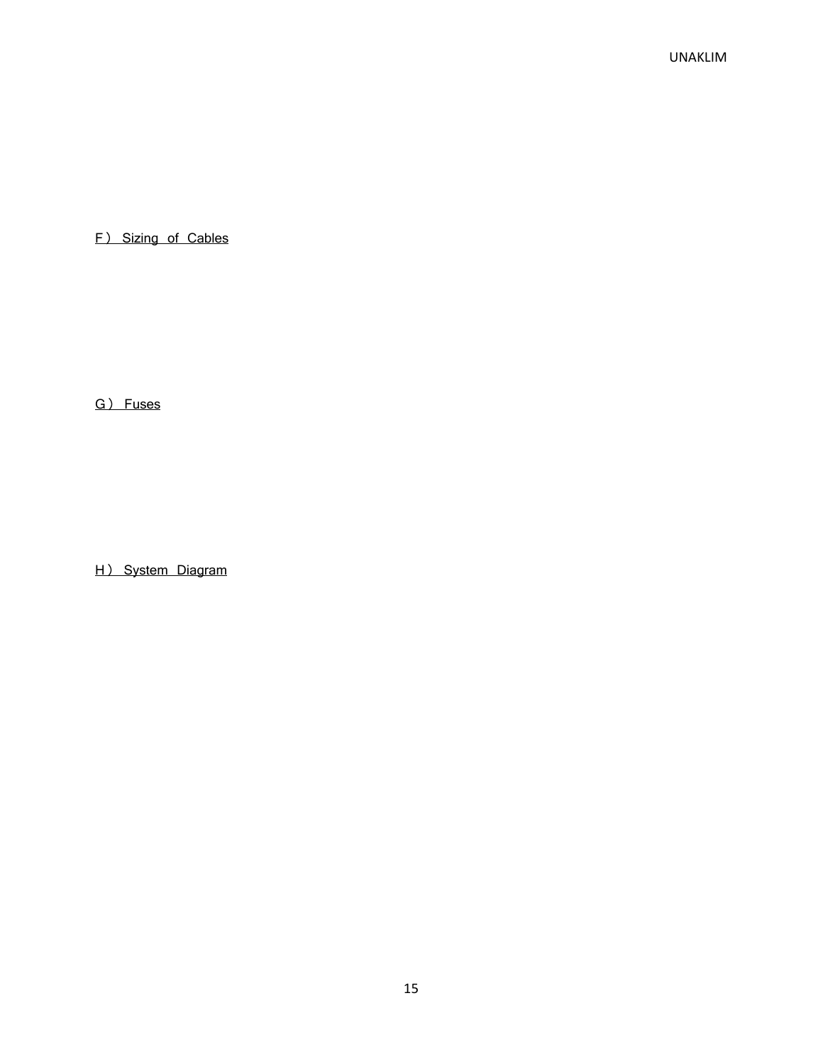F） Sizing of Cables

G） Fuses

H） System Diagram